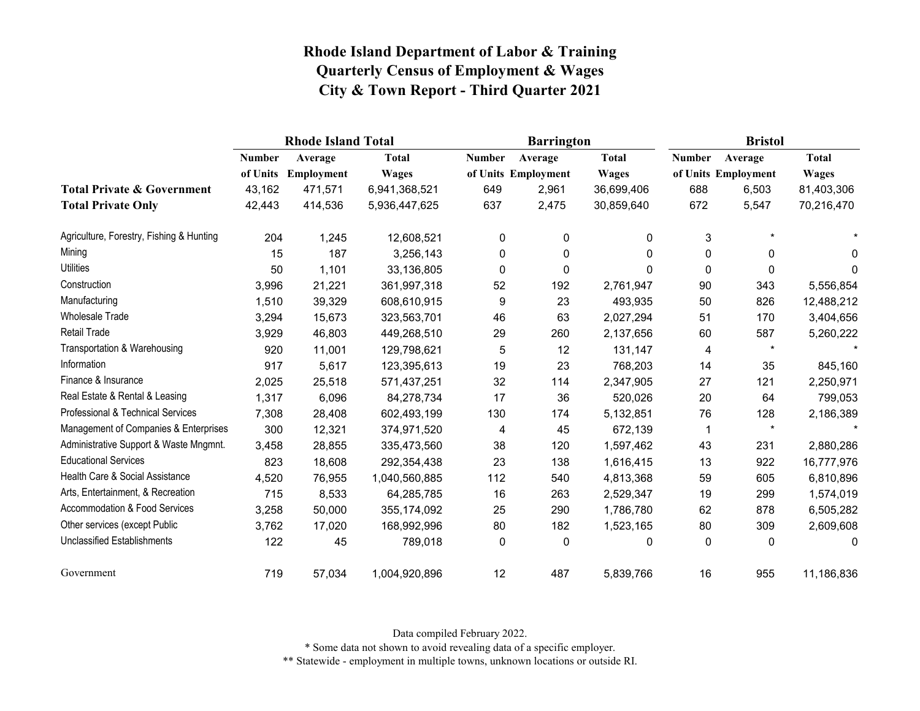# Rhode Island Department of Labor & Training
## Quarterly Census of Employment & Wages
## City & Town Report - Third Quarter 2021

| | Rhode Island Total | | | Barrington | | | Bristol | | |
|---|---|---|---|---|---|---|---|---|---|
| | Number of Units | Average Employment | Total Wages | Number of Units | Average Employment | Total Wages | Number of Units | Average Employment | Total Wages |
| **Total Private & Government** | 43,162 | 471,571 | 6,941,368,521 | 649 | 2,961 | 36,699,406 | 688 | 6,503 | 81,403,306 |
| **Total Private Only** | 42,443 | 414,536 | 5,936,447,625 | 637 | 2,475 | 30,859,640 | 672 | 5,547 | 70,216,470 |
| Agriculture, Forestry, Fishing & Hunting | 204 | 1,245 | 12,608,521 | 0 | 0 | 0 | 3 | * | * |
| Mining | 15 | 187 | 3,256,143 | 0 | 0 | 0 | 0 | 0 | 0 |
| Utilities | 50 | 1,101 | 33,136,805 | 0 | 0 | 0 | 0 | 0 | 0 |
| Construction | 3,996 | 21,221 | 361,997,318 | 52 | 192 | 2,761,947 | 90 | 343 | 5,556,854 |
| Manufacturing | 1,510 | 39,329 | 608,610,915 | 9 | 23 | 493,935 | 50 | 826 | 12,488,212 |
| Wholesale Trade | 3,294 | 15,673 | 323,563,701 | 46 | 63 | 2,027,294 | 51 | 170 | 3,404,656 |
| Retail Trade | 3,929 | 46,803 | 449,268,510 | 29 | 260 | 2,137,656 | 60 | 587 | 5,260,222 |
| Transportation & Warehousing | 920 | 11,001 | 129,798,621 | 5 | 12 | 131,147 | 4 | * | * |
| Information | 917 | 5,617 | 123,395,613 | 19 | 23 | 768,203 | 14 | 35 | 845,160 |
| Finance & Insurance | 2,025 | 25,518 | 571,437,251 | 32 | 114 | 2,347,905 | 27 | 121 | 2,250,971 |
| Real Estate & Rental & Leasing | 1,317 | 6,096 | 84,278,734 | 17 | 36 | 520,026 | 20 | 64 | 799,053 |
| Professional & Technical Services | 7,308 | 28,408 | 602,493,199 | 130 | 174 | 5,132,851 | 76 | 128 | 2,186,389 |
| Management of Companies & Enterprises | 300 | 12,321 | 374,971,520 | 4 | 45 | 672,139 | 1 | * | * |
| Administrative Support & Waste Mngmnt. | 3,458 | 28,855 | 335,473,560 | 38 | 120 | 1,597,462 | 43 | 231 | 2,880,286 |
| Educational Services | 823 | 18,608 | 292,354,438 | 23 | 138 | 1,616,415 | 13 | 922 | 16,777,976 |
| Health Care & Social Assistance | 4,520 | 76,955 | 1,040,560,885 | 112 | 540 | 4,813,368 | 59 | 605 | 6,810,896 |
| Arts, Entertainment, & Recreation | 715 | 8,533 | 64,285,785 | 16 | 263 | 2,529,347 | 19 | 299 | 1,574,019 |
| Accommodation & Food Services | 3,258 | 50,000 | 355,174,092 | 25 | 290 | 1,786,780 | 62 | 878 | 6,505,282 |
| Other services (except Public | 3,762 | 17,020 | 168,992,996 | 80 | 182 | 1,523,165 | 80 | 309 | 2,609,608 |
| Unclassified Establishments | 122 | 45 | 789,018 | 0 | 0 | 0 | 0 | 0 | 0 |
| Government | 719 | 57,034 | 1,004,920,896 | 12 | 487 | 5,839,766 | 16 | 955 | 11,186,836 |

Data compiled February 2022.

* Some data not shown to avoid revealing data of a specific employer.

** Statewide - employment in multiple towns, unknown locations or outside RI.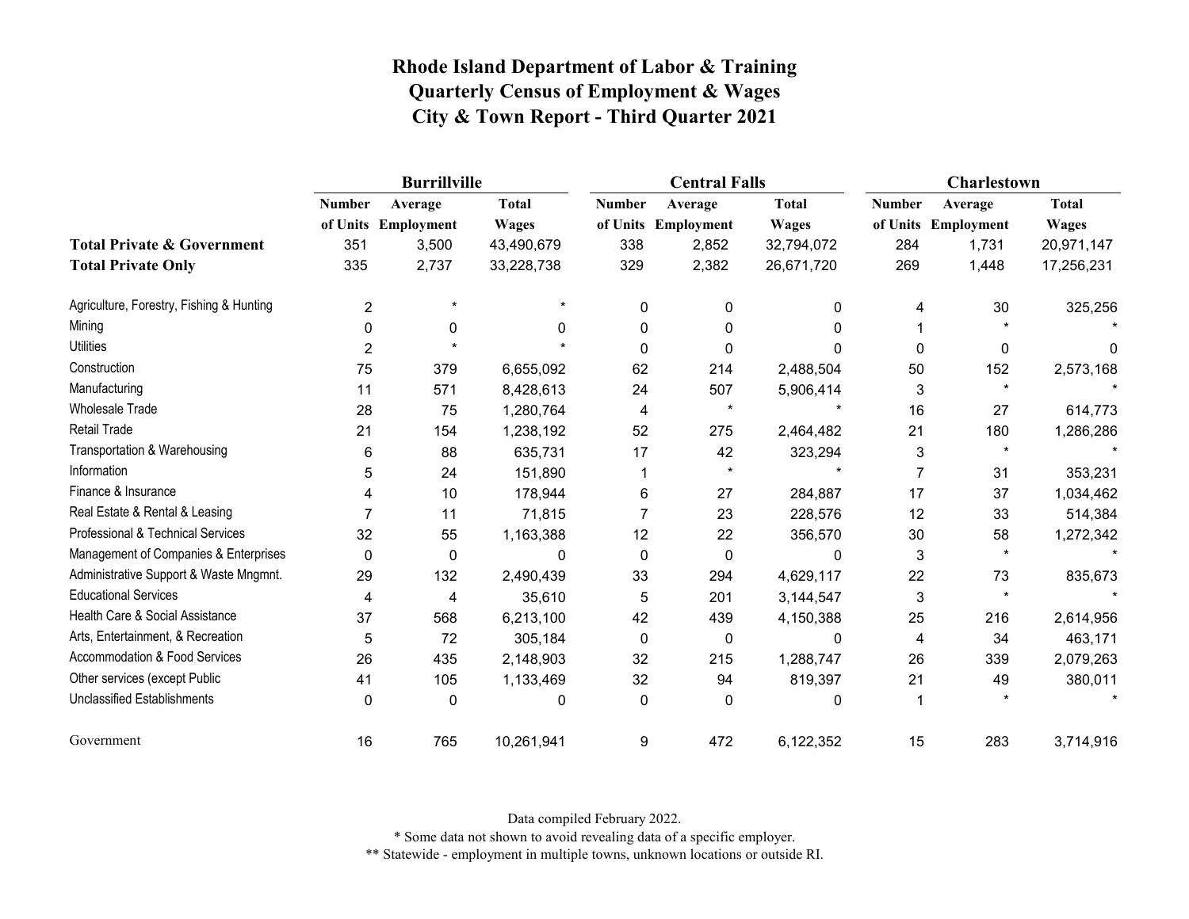# Rhode Island Department of Labor & Training
# Quarterly Census of Employment & Wages
# City & Town Report - Third Quarter 2021

| | Burrillville | | | Central Falls | | | Charlestown | | |
|---|---|---|---|---|---|---|---|---|---|
| | Number of Units | Average Employment | Total Wages | Number of Units | Average Employment | Total Wages | Number of Units | Average Employment | Total Wages |
| **Total Private & Government** | 351 | 3,500 | 43,490,679 | 338 | 2,852 | 32,794,072 | 284 | 1,731 | 20,971,147 |
| **Total Private Only** | 335 | 2,737 | 33,228,738 | 329 | 2,382 | 26,671,720 | 269 | 1,448 | 17,256,231 |
| Agriculture, Forestry, Fishing & Hunting | 2 | * | * | 0 | 0 | 0 | 4 | 30 | 325,256 |
| Mining | 0 | 0 | 0 | 0 | 0 | 0 | 1 | * | * |
| Utilities | 2 | * | * | 0 | 0 | 0 | 0 | 0 | 0 |
| Construction | 75 | 379 | 6,655,092 | 62 | 214 | 2,488,504 | 50 | 152 | 2,573,168 |
| Manufacturing | 11 | 571 | 8,428,613 | 24 | 507 | 5,906,414 | 3 | * | * |
| Wholesale Trade | 28 | 75 | 1,280,764 | 4 | * | * | 16 | 27 | 614,773 |
| Retail Trade | 21 | 154 | 1,238,192 | 52 | 275 | 2,464,482 | 21 | 180 | 1,286,286 |
| Transportation & Warehousing | 6 | 88 | 635,731 | 17 | 42 | 323,294 | 3 | * | * |
| Information | 5 | 24 | 151,890 | 1 | * | * | 7 | 31 | 353,231 |
| Finance & Insurance | 4 | 10 | 178,944 | 6 | 27 | 284,887 | 17 | 37 | 1,034,462 |
| Real Estate & Rental & Leasing | 7 | 11 | 71,815 | 7 | 23 | 228,576 | 12 | 33 | 514,384 |
| Professional & Technical Services | 32 | 55 | 1,163,388 | 12 | 22 | 356,570 | 30 | 58 | 1,272,342 |
| Management of Companies & Enterprises | 0 | 0 | 0 | 0 | 0 | 0 | 3 | * | * |
| Administrative Support & Waste Mngmnt. | 29 | 132 | 2,490,439 | 33 | 294 | 4,629,117 | 22 | 73 | 835,673 |
| Educational Services | 4 | 4 | 35,610 | 5 | 201 | 3,144,547 | 3 | * | * |
| Health Care & Social Assistance | 37 | 568 | 6,213,100 | 42 | 439 | 4,150,388 | 25 | 216 | 2,614,956 |
| Arts, Entertainment, & Recreation | 5 | 72 | 305,184 | 0 | 0 | 0 | 4 | 34 | 463,171 |
| Accommodation & Food Services | 26 | 435 | 2,148,903 | 32 | 215 | 1,288,747 | 26 | 339 | 2,079,263 |
| Other services (except Public | 41 | 105 | 1,133,469 | 32 | 94 | 819,397 | 21 | 49 | 380,011 |
| Unclassified Establishments | 0 | 0 | 0 | 0 | 0 | 0 | 1 | * | * |
| Government | 16 | 765 | 10,261,941 | 9 | 472 | 6,122,352 | 15 | 283 | 3,714,916 |

Data compiled February 2022.

* Some data not shown to avoid revealing data of a specific employer.

** Statewide - employment in multiple towns, unknown locations or outside RI.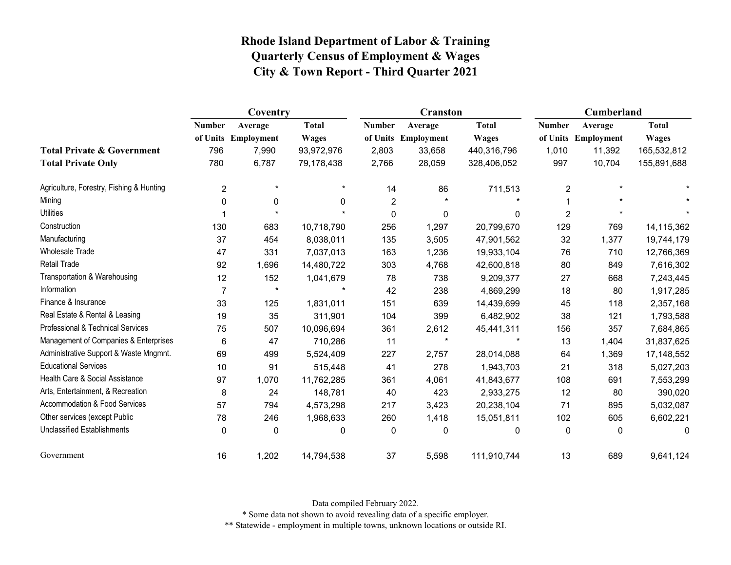# Rhode Island Department of Labor & Training
## Quarterly Census of Employment & Wages
## City & Town Report - Third Quarter 2021

| | Coventry | | | Cranston | | | Cumberland | | |
|---|---|---|---|---|---|---|---|---|---|
| | Number of Units | Average Employment | Total Wages | Number of Units | Average Employment | Total Wages | Number of Units | Average Employment | Total Wages |
| **Total Private & Government** | 796 | 7,990 | 93,972,976 | 2,803 | 33,658 | 440,316,796 | 1,010 | 11,392 | 165,532,812 |
| **Total Private Only** | 780 | 6,787 | 79,178,438 | 2,766 | 28,059 | 328,406,052 | 997 | 10,704 | 155,891,688 |
| Agriculture, Forestry, Fishing & Hunting | 2 | * | * | 14 | 86 | 711,513 | 2 | * | * |
| Mining | 0 | 0 | 0 | 2 | * | * | 1 | * | * |
| Utilities | 1 | * | * | 0 | 0 | 0 | 2 | * | * |
| Construction | 130 | 683 | 10,718,790 | 256 | 1,297 | 20,799,670 | 129 | 769 | 14,115,362 |
| Manufacturing | 37 | 454 | 8,038,011 | 135 | 3,505 | 47,901,562 | 32 | 1,377 | 19,744,179 |
| Wholesale Trade | 47 | 331 | 7,037,013 | 163 | 1,236 | 19,933,104 | 76 | 710 | 12,766,369 |
| Retail Trade | 92 | 1,696 | 14,480,722 | 303 | 4,768 | 42,600,818 | 80 | 849 | 7,616,302 |
| Transportation & Warehousing | 12 | 152 | 1,041,679 | 78 | 738 | 9,209,377 | 27 | 668 | 7,243,445 |
| Information | 7 | * | * | 42 | 238 | 4,869,299 | 18 | 80 | 1,917,285 |
| Finance & Insurance | 33 | 125 | 1,831,011 | 151 | 639 | 14,439,699 | 45 | 118 | 2,357,168 |
| Real Estate & Rental & Leasing | 19 | 35 | 311,901 | 104 | 399 | 6,482,902 | 38 | 121 | 1,793,588 |
| Professional & Technical Services | 75 | 507 | 10,096,694 | 361 | 2,612 | 45,441,311 | 156 | 357 | 7,684,865 |
| Management of Companies & Enterprises | 6 | 47 | 710,286 | 11 | * | * | 13 | 1,404 | 31,837,625 |
| Administrative Support & Waste Mngmnt. | 69 | 499 | 5,524,409 | 227 | 2,757 | 28,014,088 | 64 | 1,369 | 17,148,552 |
| Educational Services | 10 | 91 | 515,448 | 41 | 278 | 1,943,703 | 21 | 318 | 5,027,203 |
| Health Care & Social Assistance | 97 | 1,070 | 11,762,285 | 361 | 4,061 | 41,843,677 | 108 | 691 | 7,553,299 |
| Arts, Entertainment, & Recreation | 8 | 24 | 148,781 | 40 | 423 | 2,933,275 | 12 | 80 | 390,020 |
| Accommodation & Food Services | 57 | 794 | 4,573,298 | 217 | 3,423 | 20,238,104 | 71 | 895 | 5,032,087 |
| Other services (except Public | 78 | 246 | 1,968,633 | 260 | 1,418 | 15,051,811 | 102 | 605 | 6,602,221 |
| Unclassified Establishments | 0 | 0 | 0 | 0 | 0 | 0 | 0 | 0 | 0 |
| Government | 16 | 1,202 | 14,794,538 | 37 | 5,598 | 111,910,744 | 13 | 689 | 9,641,124 |

Data compiled February 2022.

* Some data not shown to avoid revealing data of a specific employer.

** Statewide - employment in multiple towns, unknown locations or outside RI.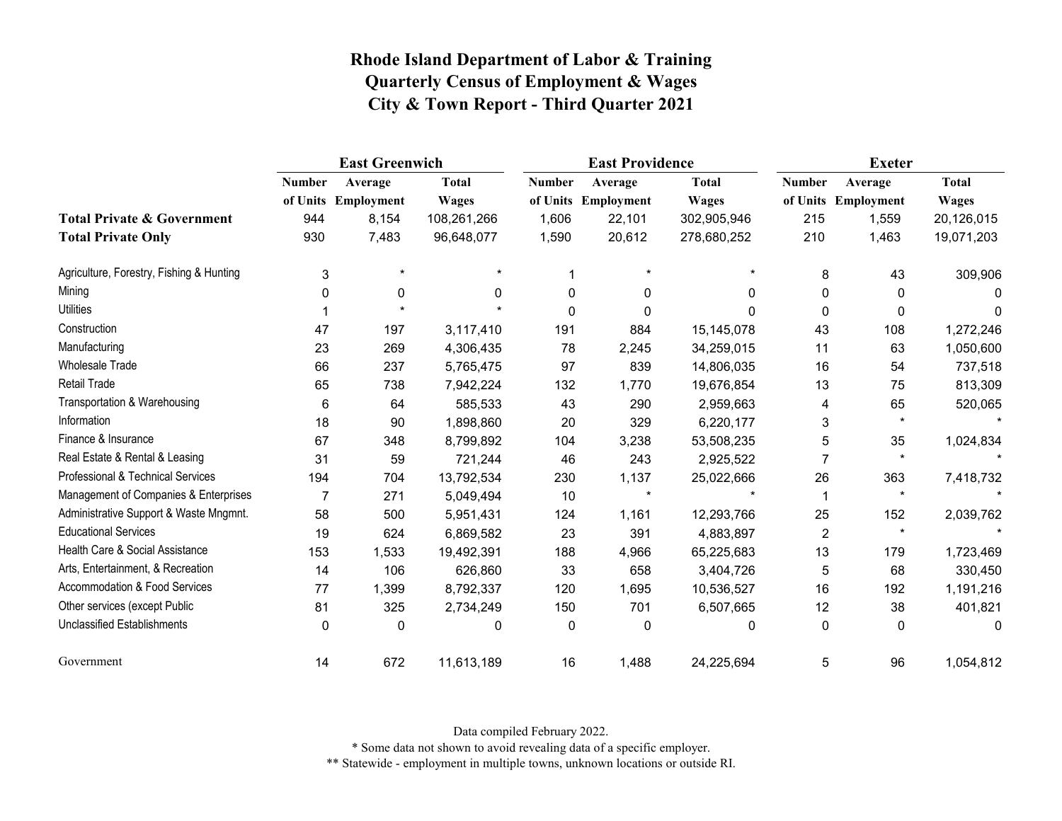# Rhode Island Department of Labor & Training
## Quarterly Census of Employment & Wages
## City & Town Report - Third Quarter 2021

| | East Greenwich | | | East Providence | | | Exeter | | |
|---|---|---|---|---|---|---|---|---|---|
| | Number of Units | Average Employment | Total Wages | Number of Units | Average Employment | Total Wages | Number of Units | Average Employment | Total Wages |
| **Total Private & Government** | 944 | 8,154 | 108,261,266 | 1,606 | 22,101 | 302,905,946 | 215 | 1,559 | 20,126,015 |
| **Total Private Only** | 930 | 7,483 | 96,648,077 | 1,590 | 20,612 | 278,680,252 | 210 | 1,463 | 19,071,203 |
| Agriculture, Forestry, Fishing & Hunting | 3 | * | * | 1 | * | * | 8 | 43 | 309,906 |
| Mining | 0 | 0 | 0 | 0 | 0 | 0 | 0 | 0 | 0 |
| Utilities | 1 | * | * | 0 | 0 | 0 | 0 | 0 | 0 |
| Construction | 47 | 197 | 3,117,410 | 191 | 884 | 15,145,078 | 43 | 108 | 1,272,246 |
| Manufacturing | 23 | 269 | 4,306,435 | 78 | 2,245 | 34,259,015 | 11 | 63 | 1,050,600 |
| Wholesale Trade | 66 | 237 | 5,765,475 | 97 | 839 | 14,806,035 | 16 | 54 | 737,518 |
| Retail Trade | 65 | 738 | 7,942,224 | 132 | 1,770 | 19,676,854 | 13 | 75 | 813,309 |
| Transportation & Warehousing | 6 | 64 | 585,533 | 43 | 290 | 2,959,663 | 4 | 65 | 520,065 |
| Information | 18 | 90 | 1,898,860 | 20 | 329 | 6,220,177 | 3 | * | * |
| Finance & Insurance | 67 | 348 | 8,799,892 | 104 | 3,238 | 53,508,235 | 5 | 35 | 1,024,834 |
| Real Estate & Rental & Leasing | 31 | 59 | 721,244 | 46 | 243 | 2,925,522 | 7 | * | * |
| Professional & Technical Services | 194 | 704 | 13,792,534 | 230 | 1,137 | 25,022,666 | 26 | 363 | 7,418,732 |
| Management of Companies & Enterprises | 7 | 271 | 5,049,494 | 10 | * | * | 1 | * | * |
| Administrative Support & Waste Mngmnt. | 58 | 500 | 5,951,431 | 124 | 1,161 | 12,293,766 | 25 | 152 | 2,039,762 |
| Educational Services | 19 | 624 | 6,869,582 | 23 | 391 | 4,883,897 | 2 | * | * |
| Health Care & Social Assistance | 153 | 1,533 | 19,492,391 | 188 | 4,966 | 65,225,683 | 13 | 179 | 1,723,469 |
| Arts, Entertainment, & Recreation | 14 | 106 | 626,860 | 33 | 658 | 3,404,726 | 5 | 68 | 330,450 |
| Accommodation & Food Services | 77 | 1,399 | 8,792,337 | 120 | 1,695 | 10,536,527 | 16 | 192 | 1,191,216 |
| Other services (except Public | 81 | 325 | 2,734,249 | 150 | 701 | 6,507,665 | 12 | 38 | 401,821 |
| Unclassified Establishments | 0 | 0 | 0 | 0 | 0 | 0 | 0 | 0 | 0 |
| Government | 14 | 672 | 11,613,189 | 16 | 1,488 | 24,225,694 | 5 | 96 | 1,054,812 |

Data compiled February 2022.

\* Some data not shown to avoid revealing data of a specific employer.

\*\* Statewide - employment in multiple towns, unknown locations or outside RI.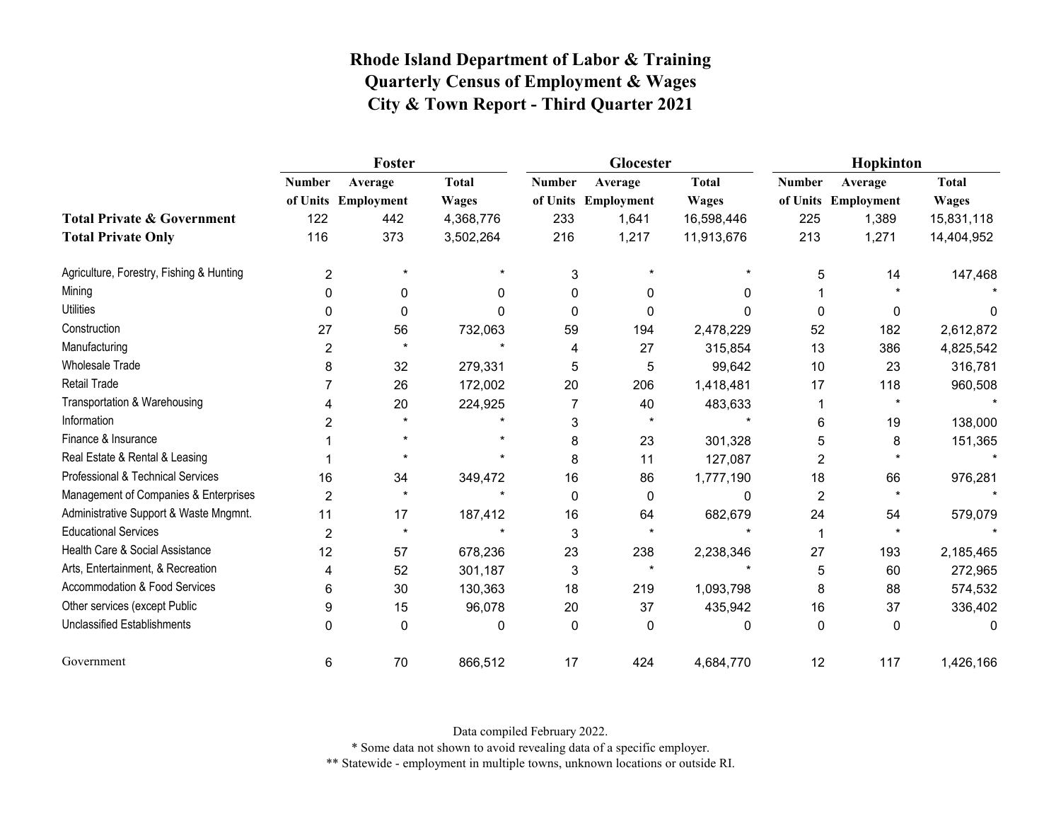# Rhode Island Department of Labor & Training
# Quarterly Census of Employment & Wages
# City & Town Report - Third Quarter 2021

| | Foster | | | Glocester | | | Hopkinton | | |
|---|---|---|---|---|---|---|---|---|---|
| | Number of Units | Average Employment | Total Wages | Number of Units | Average Employment | Total Wages | Number of Units | Average Employment | Total Wages |
| **Total Private & Government** | 122 | 442 | 4,368,776 | 233 | 1,641 | 16,598,446 | 225 | 1,389 | 15,831,118 |
| **Total Private Only** | 116 | 373 | 3,502,264 | 216 | 1,217 | 11,913,676 | 213 | 1,271 | 14,404,952 |
| Agriculture, Forestry, Fishing & Hunting | 2 | * | * | 3 | * | * | 5 | 14 | 147,468 |
| Mining | 0 | 0 | 0 | 0 | 0 | 0 | 1 | * | * |
| Utilities | 0 | 0 | 0 | 0 | 0 | 0 | 0 | 0 | 0 |
| Construction | 27 | 56 | 732,063 | 59 | 194 | 2,478,229 | 52 | 182 | 2,612,872 |
| Manufacturing | 2 | * | * | 4 | 27 | 315,854 | 13 | 386 | 4,825,542 |
| Wholesale Trade | 8 | 32 | 279,331 | 5 | 5 | 99,642 | 10 | 23 | 316,781 |
| Retail Trade | 7 | 26 | 172,002 | 20 | 206 | 1,418,481 | 17 | 118 | 960,508 |
| Transportation & Warehousing | 4 | 20 | 224,925 | 7 | 40 | 483,633 | 1 | * | * |
| Information | 2 | * | * | 3 | * | * | 6 | 19 | 138,000 |
| Finance & Insurance | 1 | * | * | 8 | 23 | 301,328 | 5 | 8 | 151,365 |
| Real Estate & Rental & Leasing | 1 | * | * | 8 | 11 | 127,087 | 2 | * | * |
| Professional & Technical Services | 16 | 34 | 349,472 | 16 | 86 | 1,777,190 | 18 | 66 | 976,281 |
| Management of Companies & Enterprises | 2 | * | * | 0 | 0 | 0 | 2 | * | * |
| Administrative Support & Waste Mngmnt. | 11 | 17 | 187,412 | 16 | 64 | 682,679 | 24 | 54 | 579,079 |
| Educational Services | 2 | * | * | 3 | * | * | 1 | * | * |
| Health Care & Social Assistance | 12 | 57 | 678,236 | 23 | 238 | 2,238,346 | 27 | 193 | 2,185,465 |
| Arts, Entertainment, & Recreation | 4 | 52 | 301,187 | 3 | * | * | 5 | 60 | 272,965 |
| Accommodation & Food Services | 6 | 30 | 130,363 | 18 | 219 | 1,093,798 | 8 | 88 | 574,532 |
| Other services (except Public | 9 | 15 | 96,078 | 20 | 37 | 435,942 | 16 | 37 | 336,402 |
| Unclassified Establishments | 0 | 0 | 0 | 0 | 0 | 0 | 0 | 0 | 0 |
| Government | 6 | 70 | 866,512 | 17 | 424 | 4,684,770 | 12 | 117 | 1,426,166 |

Data compiled February 2022.

* Some data not shown to avoid revealing data of a specific employer.

** Statewide - employment in multiple towns, unknown locations or outside RI.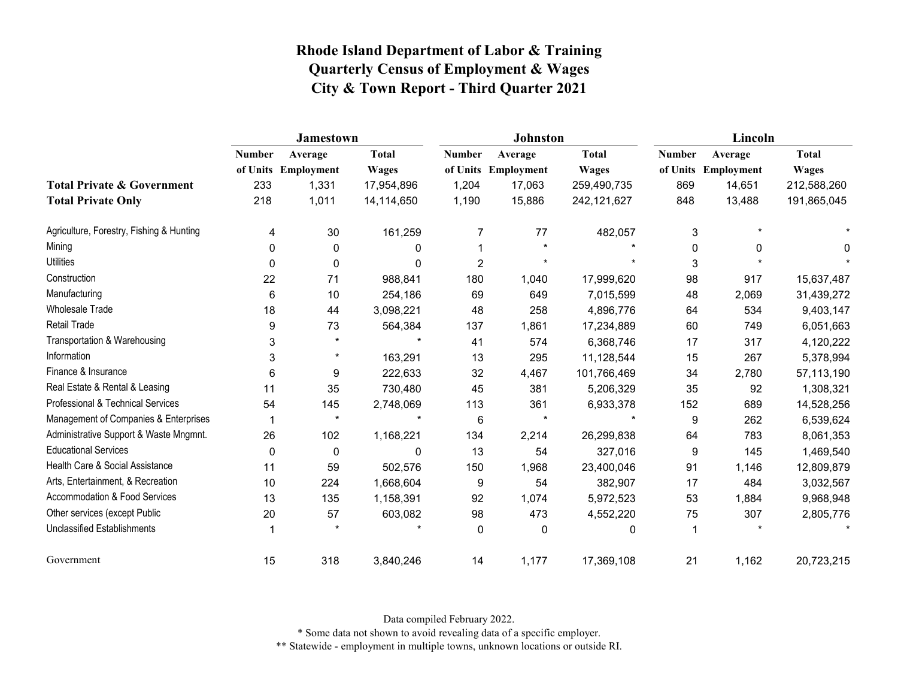# Rhode Island Department of Labor & Training
# Quarterly Census of Employment & Wages
# City & Town Report - Third Quarter 2021

| | Jamestown | | | Johnston | | | Lincoln | | |
|---|---|---|---|---|---|---|---|---|---|
| | Number of Units | Average Employment | Total Wages | Number of Units | Average Employment | Total Wages | Number of Units | Average Employment | Total Wages |
| **Total Private & Government** | 233 | 1,331 | 17,954,896 | 1,204 | 17,063 | 259,490,735 | 869 | 14,651 | 212,588,260 |
| **Total Private Only** | 218 | 1,011 | 14,114,650 | 1,190 | 15,886 | 242,121,627 | 848 | 13,488 | 191,865,045 |
| Agriculture, Forestry, Fishing & Hunting | 4 | 30 | 161,259 | 7 | 77 | 482,057 | 3 | * | * |
| Mining | 0 | 0 | 0 | 1 | * | * | 0 | 0 | 0 |
| Utilities | 0 | 0 | 0 | 2 | * | * | 3 | * | * |
| Construction | 22 | 71 | 988,841 | 180 | 1,040 | 17,999,620 | 98 | 917 | 15,637,487 |
| Manufacturing | 6 | 10 | 254,186 | 69 | 649 | 7,015,599 | 48 | 2,069 | 31,439,272 |
| Wholesale Trade | 18 | 44 | 3,098,221 | 48 | 258 | 4,896,776 | 64 | 534 | 9,403,147 |
| Retail Trade | 9 | 73 | 564,384 | 137 | 1,861 | 17,234,889 | 60 | 749 | 6,051,663 |
| Transportation & Warehousing | 3 | * | * | 41 | 574 | 6,368,746 | 17 | 317 | 4,120,222 |
| Information | 3 | * | 163,291 | 13 | 295 | 11,128,544 | 15 | 267 | 5,378,994 |
| Finance & Insurance | 6 | 9 | 222,633 | 32 | 4,467 | 101,766,469 | 34 | 2,780 | 57,113,190 |
| Real Estate & Rental & Leasing | 11 | 35 | 730,480 | 45 | 381 | 5,206,329 | 35 | 92 | 1,308,321 |
| Professional & Technical Services | 54 | 145 | 2,748,069 | 113 | 361 | 6,933,378 | 152 | 689 | 14,528,256 |
| Management of Companies & Enterprises | 1 | * | * | 6 | * | * | 9 | 262 | 6,539,624 |
| Administrative Support & Waste Mngmnt. | 26 | 102 | 1,168,221 | 134 | 2,214 | 26,299,838 | 64 | 783 | 8,061,353 |
| Educational Services | 0 | 0 | 0 | 13 | 54 | 327,016 | 9 | 145 | 1,469,540 |
| Health Care & Social Assistance | 11 | 59 | 502,576 | 150 | 1,968 | 23,400,046 | 91 | 1,146 | 12,809,879 |
| Arts, Entertainment, & Recreation | 10 | 224 | 1,668,604 | 9 | 54 | 382,907 | 17 | 484 | 3,032,567 |
| Accommodation & Food Services | 13 | 135 | 1,158,391 | 92 | 1,074 | 5,972,523 | 53 | 1,884 | 9,968,948 |
| Other services (except Public | 20 | 57 | 603,082 | 98 | 473 | 4,552,220 | 75 | 307 | 2,805,776 |
| Unclassified Establishments | 1 | * | * | 0 | 0 | 0 | 1 | * | * |
| Government | 15 | 318 | 3,840,246 | 14 | 1,177 | 17,369,108 | 21 | 1,162 | 20,723,215 |

Data compiled February 2022.

* Some data not shown to avoid revealing data of a specific employer.

** Statewide - employment in multiple towns, unknown locations or outside RI.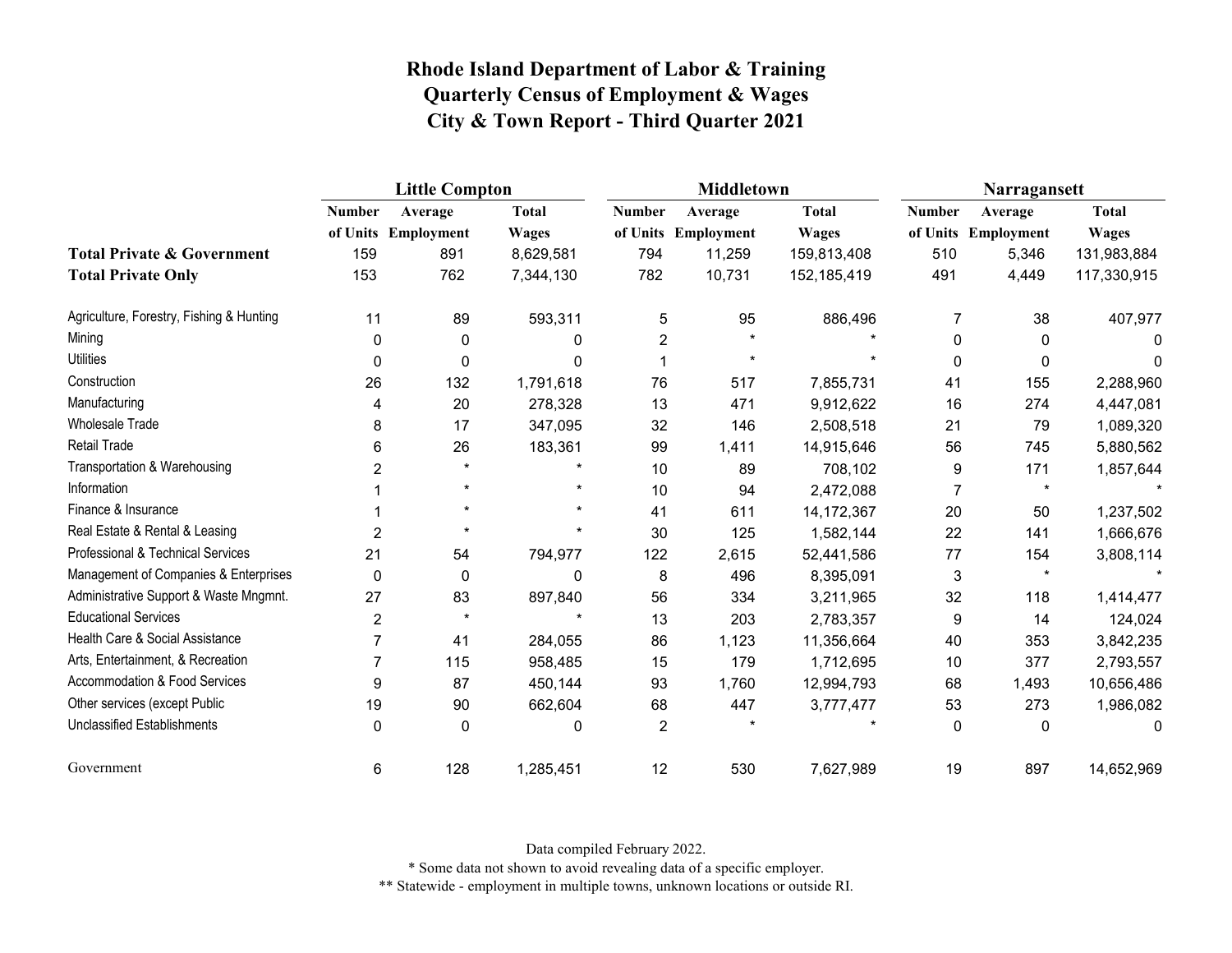# Rhode Island Department of Labor & Training
# Quarterly Census of Employment & Wages
# City & Town Report - Third Quarter 2021

| | Little Compton | | | Middletown | | | Narragansett | | |
|---|---|---|---|---|---|---|---|---|---|
| | Number of Units | Average Employment | Total Wages | Number of Units | Average Employment | Total Wages | Number of Units | Average Employment | Total Wages |
| **Total Private & Government** | 159 | 891 | 8,629,581 | 794 | 11,259 | 159,813,408 | 510 | 5,346 | 131,983,884 |
| **Total Private Only** | 153 | 762 | 7,344,130 | 782 | 10,731 | 152,185,419 | 491 | 4,449 | 117,330,915 |
| Agriculture, Forestry, Fishing & Hunting | 11 | 89 | 593,311 | 5 | 95 | 886,496 | 7 | 38 | 407,977 |
| Mining | 0 | 0 | 0 | 2 | * | * | 0 | 0 | 0 |
| Utilities | 0 | 0 | 0 | 1 | * | * | 0 | 0 | 0 |
| Construction | 26 | 132 | 1,791,618 | 76 | 517 | 7,855,731 | 41 | 155 | 2,288,960 |
| Manufacturing | 4 | 20 | 278,328 | 13 | 471 | 9,912,622 | 16 | 274 | 4,447,081 |
| Wholesale Trade | 8 | 17 | 347,095 | 32 | 146 | 2,508,518 | 21 | 79 | 1,089,320 |
| Retail Trade | 6 | 26 | 183,361 | 99 | 1,411 | 14,915,646 | 56 | 745 | 5,880,562 |
| Transportation & Warehousing | 2 | * | * | 10 | 89 | 708,102 | 9 | 171 | 1,857,644 |
| Information | 1 | * | * | 10 | 94 | 2,472,088 | 7 | * | * |
| Finance & Insurance | 1 | * | * | 41 | 611 | 14,172,367 | 20 | 50 | 1,237,502 |
| Real Estate & Rental & Leasing | 2 | * | * | 30 | 125 | 1,582,144 | 22 | 141 | 1,666,676 |
| Professional & Technical Services | 21 | 54 | 794,977 | 122 | 2,615 | 52,441,586 | 77 | 154 | 3,808,114 |
| Management of Companies & Enterprises | 0 | 0 | 0 | 8 | 496 | 8,395,091 | 3 | * | * |
| Administrative Support & Waste Mngmnt. | 27 | 83 | 897,840 | 56 | 334 | 3,211,965 | 32 | 118 | 1,414,477 |
| Educational Services | 2 | * | * | 13 | 203 | 2,783,357 | 9 | 14 | 124,024 |
| Health Care & Social Assistance | 7 | 41 | 284,055 | 86 | 1,123 | 11,356,664 | 40 | 353 | 3,842,235 |
| Arts, Entertainment, & Recreation | 7 | 115 | 958,485 | 15 | 179 | 1,712,695 | 10 | 377 | 2,793,557 |
| Accommodation & Food Services | 9 | 87 | 450,144 | 93 | 1,760 | 12,994,793 | 68 | 1,493 | 10,656,486 |
| Other services (except Public | 19 | 90 | 662,604 | 68 | 447 | 3,777,477 | 53 | 273 | 1,986,082 |
| Unclassified Establishments | 0 | 0 | 0 | 2 | * | * | 0 | 0 | 0 |
| Government | 6 | 128 | 1,285,451 | 12 | 530 | 7,627,989 | 19 | 897 | 14,652,969 |

Data compiled February 2022.

* Some data not shown to avoid revealing data of a specific employer.

** Statewide - employment in multiple towns, unknown locations or outside RI.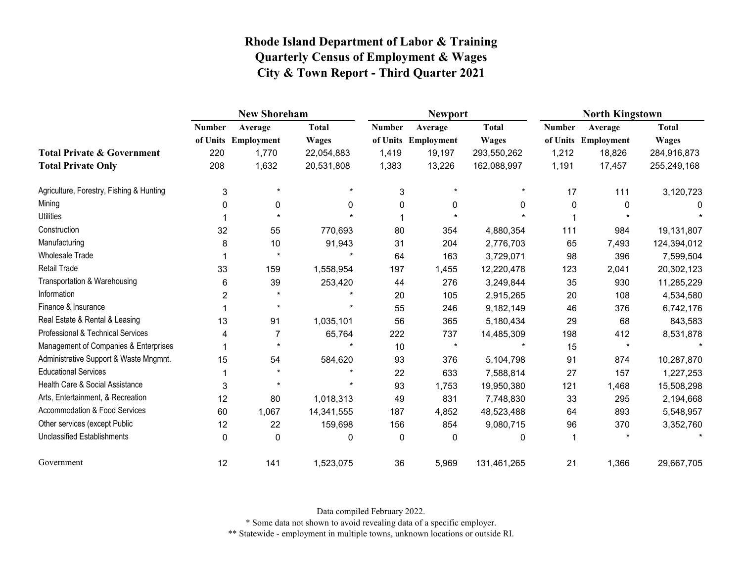# Rhode Island Department of Labor & Training
# Quarterly Census of Employment & Wages
# City & Town Report - Third Quarter 2021

| | New Shoreham | | | Newport | | | North Kingstown | | |
|---|---|---|---|---|---|---|---|---|---|
| | Number of Units | Average Employment | Total Wages | Number of Units | Average Employment | Total Wages | Number of Units | Average Employment | Total Wages |
| **Total Private & Government** | 220 | 1,770 | 22,054,883 | 1,419 | 19,197 | 293,550,262 | 1,212 | 18,826 | 284,916,873 |
| **Total Private Only** | 208 | 1,632 | 20,531,808 | 1,383 | 13,226 | 162,088,997 | 1,191 | 17,457 | 255,249,168 |
| Agriculture, Forestry, Fishing & Hunting | 3 | * | * | 3 | * | * | 17 | 111 | 3,120,723 |
| Mining | 0 | 0 | 0 | 0 | 0 | 0 | 0 | 0 | 0 |
| Utilities | 1 | * | * | 1 | * | * | 1 | * | * |
| Construction | 32 | 55 | 770,693 | 80 | 354 | 4,880,354 | 111 | 984 | 19,131,807 |
| Manufacturing | 8 | 10 | 91,943 | 31 | 204 | 2,776,703 | 65 | 7,493 | 124,394,012 |
| Wholesale Trade | 1 | * | * | 64 | 163 | 3,729,071 | 98 | 396 | 7,599,504 |
| Retail Trade | 33 | 159 | 1,558,954 | 197 | 1,455 | 12,220,478 | 123 | 2,041 | 20,302,123 |
| Transportation & Warehousing | 6 | 39 | 253,420 | 44 | 276 | 3,249,844 | 35 | 930 | 11,285,229 |
| Information | 2 | * | * | 20 | 105 | 2,915,265 | 20 | 108 | 4,534,580 |
| Finance & Insurance | 1 | * | * | 55 | 246 | 9,182,149 | 46 | 376 | 6,742,176 |
| Real Estate & Rental & Leasing | 13 | 91 | 1,035,101 | 56 | 365 | 5,180,434 | 29 | 68 | 843,583 |
| Professional & Technical Services | 4 | 7 | 65,764 | 222 | 737 | 14,485,309 | 198 | 412 | 8,531,878 |
| Management of Companies & Enterprises | 1 | * | * | 10 | * | * | 15 | * | * |
| Administrative Support & Waste Mngmnt. | 15 | 54 | 584,620 | 93 | 376 | 5,104,798 | 91 | 874 | 10,287,870 |
| Educational Services | 1 | * | * | 22 | 633 | 7,588,814 | 27 | 157 | 1,227,253 |
| Health Care & Social Assistance | 3 | * | * | 93 | 1,753 | 19,950,380 | 121 | 1,468 | 15,508,298 |
| Arts, Entertainment, & Recreation | 12 | 80 | 1,018,313 | 49 | 831 | 7,748,830 | 33 | 295 | 2,194,668 |
| Accommodation & Food Services | 60 | 1,067 | 14,341,555 | 187 | 4,852 | 48,523,488 | 64 | 893 | 5,548,957 |
| Other services (except Public | 12 | 22 | 159,698 | 156 | 854 | 9,080,715 | 96 | 370 | 3,352,760 |
| Unclassified Establishments | 0 | 0 | 0 | 0 | 0 | 0 | 1 | * | * |
| Government | 12 | 141 | 1,523,075 | 36 | 5,969 | 131,461,265 | 21 | 1,366 | 29,667,705 |

Data compiled February 2022.

* Some data not shown to avoid revealing data of a specific employer.

** Statewide - employment in multiple towns, unknown locations or outside RI.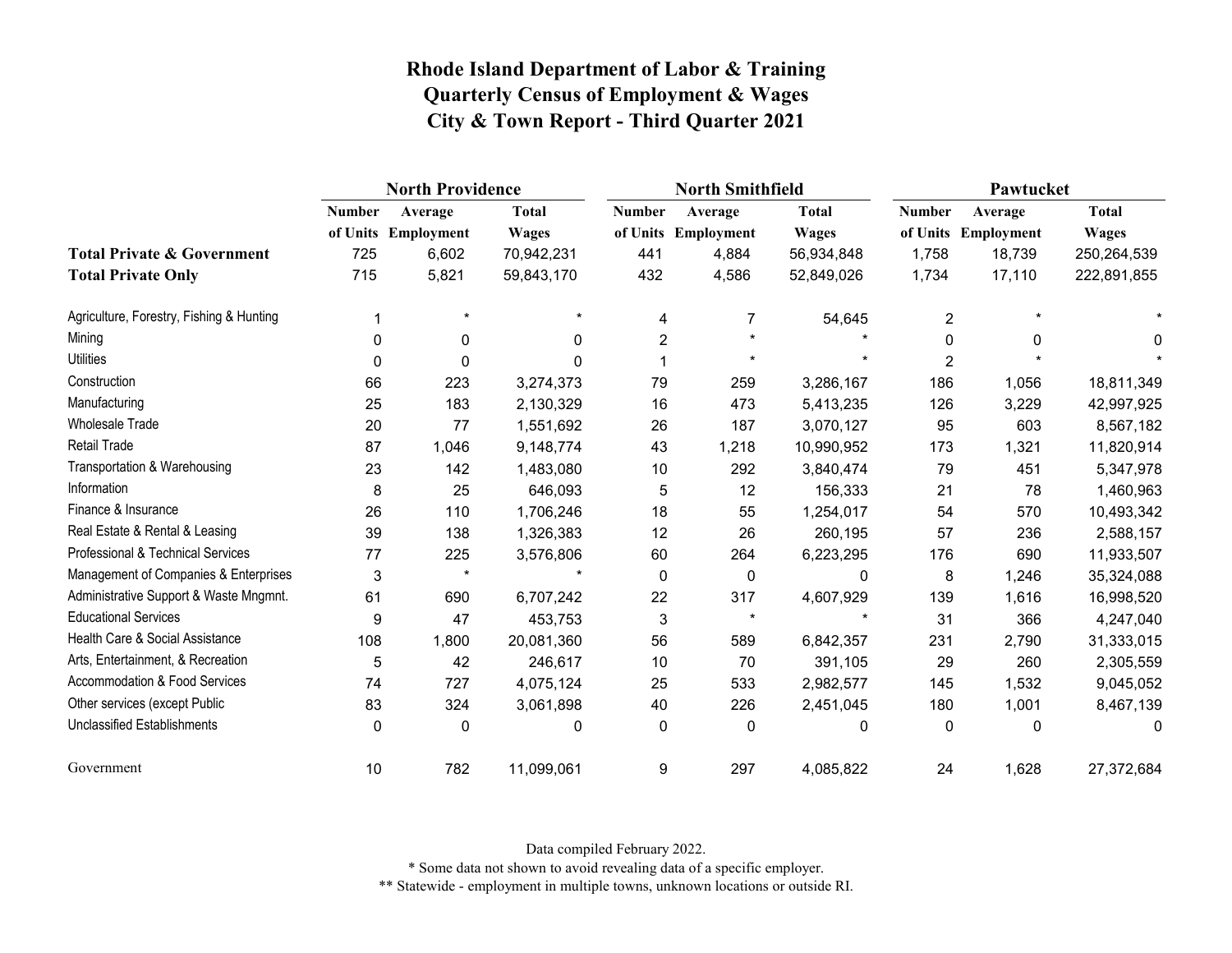# Rhode Island Department of Labor & Training
## Quarterly Census of Employment & Wages
## City & Town Report - Third Quarter 2021

| | North Providence | | | North Smithfield | | | Pawtucket | | |
|---|---|---|---|---|---|---|---|---|---|
| | Number of Units | Average Employment | Total Wages | Number of Units | Average Employment | Total Wages | Number of Units | Average Employment | Total Wages |
| **Total Private & Government** | 725 | 6,602 | 70,942,231 | 441 | 4,884 | 56,934,848 | 1,758 | 18,739 | 250,264,539 |
| **Total Private Only** | 715 | 5,821 | 59,843,170 | 432 | 4,586 | 52,849,026 | 1,734 | 17,110 | 222,891,855 |
| Agriculture, Forestry, Fishing & Hunting | 1 | * | * | 4 | 7 | 54,645 | 2 | * | * |
| Mining | 0 | 0 | 0 | 2 | * | * | 0 | 0 | 0 |
| Utilities | 0 | 0 | 0 | 1 | * | * | 2 | * | * |
| Construction | 66 | 223 | 3,274,373 | 79 | 259 | 3,286,167 | 186 | 1,056 | 18,811,349 |
| Manufacturing | 25 | 183 | 2,130,329 | 16 | 473 | 5,413,235 | 126 | 3,229 | 42,997,925 |
| Wholesale Trade | 20 | 77 | 1,551,692 | 26 | 187 | 3,070,127 | 95 | 603 | 8,567,182 |
| Retail Trade | 87 | 1,046 | 9,148,774 | 43 | 1,218 | 10,990,952 | 173 | 1,321 | 11,820,914 |
| Transportation & Warehousing | 23 | 142 | 1,483,080 | 10 | 292 | 3,840,474 | 79 | 451 | 5,347,978 |
| Information | 8 | 25 | 646,093 | 5 | 12 | 156,333 | 21 | 78 | 1,460,963 |
| Finance & Insurance | 26 | 110 | 1,706,246 | 18 | 55 | 1,254,017 | 54 | 570 | 10,493,342 |
| Real Estate & Rental & Leasing | 39 | 138 | 1,326,383 | 12 | 26 | 260,195 | 57 | 236 | 2,588,157 |
| Professional & Technical Services | 77 | 225 | 3,576,806 | 60 | 264 | 6,223,295 | 176 | 690 | 11,933,507 |
| Management of Companies & Enterprises | 3 | * | * | 0 | 0 | 0 | 8 | 1,246 | 35,324,088 |
| Administrative Support & Waste Mngmnt. | 61 | 690 | 6,707,242 | 22 | 317 | 4,607,929 | 139 | 1,616 | 16,998,520 |
| Educational Services | 9 | 47 | 453,753 | 3 | * | * | 31 | 366 | 4,247,040 |
| Health Care & Social Assistance | 108 | 1,800 | 20,081,360 | 56 | 589 | 6,842,357 | 231 | 2,790 | 31,333,015 |
| Arts, Entertainment, & Recreation | 5 | 42 | 246,617 | 10 | 70 | 391,105 | 29 | 260 | 2,305,559 |
| Accommodation & Food Services | 74 | 727 | 4,075,124 | 25 | 533 | 2,982,577 | 145 | 1,532 | 9,045,052 |
| Other services (except Public | 83 | 324 | 3,061,898 | 40 | 226 | 2,451,045 | 180 | 1,001 | 8,467,139 |
| Unclassified Establishments | 0 | 0 | 0 | 0 | 0 | 0 | 0 | 0 | 0 |
| Government | 10 | 782 | 11,099,061 | 9 | 297 | 4,085,822 | 24 | 1,628 | 27,372,684 |

Data compiled February 2022.

* Some data not shown to avoid revealing data of a specific employer.

** Statewide - employment in multiple towns, unknown locations or outside RI.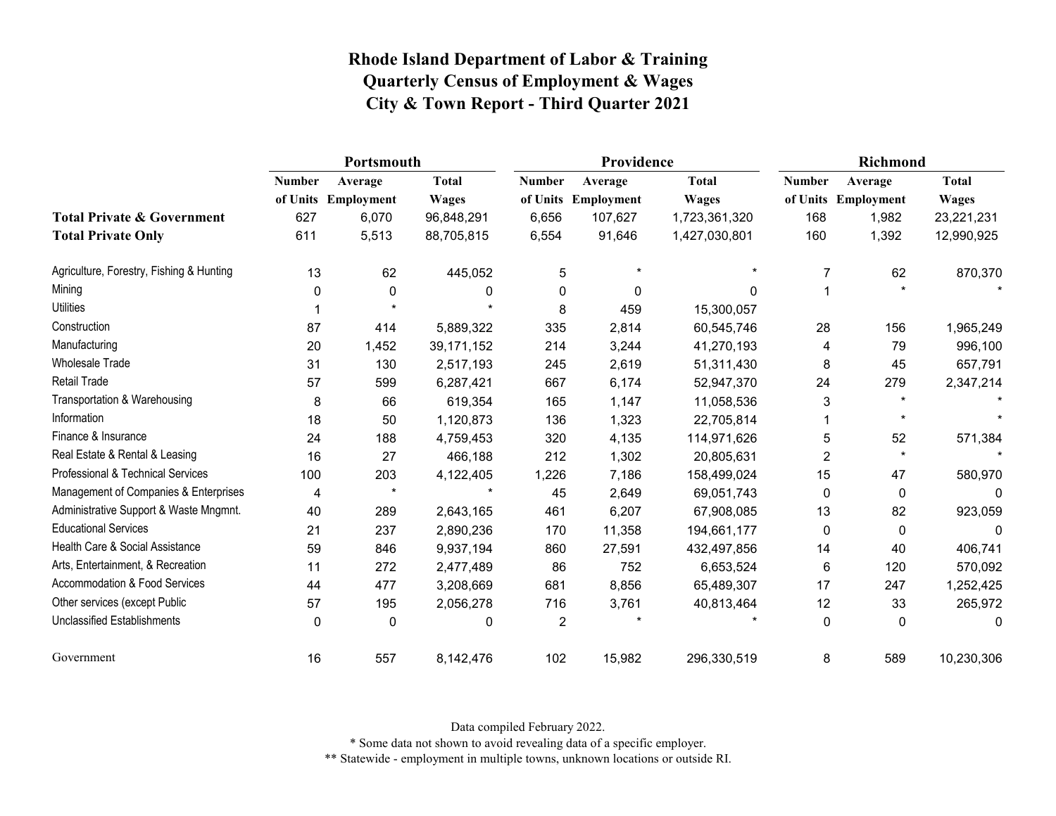# Rhode Island Department of Labor & Training
# Quarterly Census of Employment & Wages
# City & Town Report - Third Quarter 2021

| | Portsmouth | | | Providence | | | Richmond | | |
|---|---|---|---|---|---|---|---|---|---|
| | Number of Units | Average Employment | Total Wages | Number of Units | Average Employment | Total Wages | Number of Units | Average Employment | Total Wages |
| **Total Private & Government** | 627 | 6,070 | 96,848,291 | 6,656 | 107,627 | 1,723,361,320 | 168 | 1,982 | 23,221,231 |
| **Total Private Only** | 611 | 5,513 | 88,705,815 | 6,554 | 91,646 | 1,427,030,801 | 160 | 1,392 | 12,990,925 |
| Agriculture, Forestry, Fishing & Hunting | 13 | 62 | 445,052 | 5 | * | * | 7 | 62 | 870,370 |
| Mining | 0 | 0 | 0 | 0 | 0 | 0 | 1 | * | * |
| Utilities | 1 | * | * | 8 | 459 | 15,300,057 | | | |
| Construction | 87 | 414 | 5,889,322 | 335 | 2,814 | 60,545,746 | 28 | 156 | 1,965,249 |
| Manufacturing | 20 | 1,452 | 39,171,152 | 214 | 3,244 | 41,270,193 | 4 | 79 | 996,100 |
| Wholesale Trade | 31 | 130 | 2,517,193 | 245 | 2,619 | 51,311,430 | 8 | 45 | 657,791 |
| Retail Trade | 57 | 599 | 6,287,421 | 667 | 6,174 | 52,947,370 | 24 | 279 | 2,347,214 |
| Transportation & Warehousing | 8 | 66 | 619,354 | 165 | 1,147 | 11,058,536 | 3 | * | * |
| Information | 18 | 50 | 1,120,873 | 136 | 1,323 | 22,705,814 | 1 | * | * |
| Finance & Insurance | 24 | 188 | 4,759,453 | 320 | 4,135 | 114,971,626 | 5 | 52 | 571,384 |
| Real Estate & Rental & Leasing | 16 | 27 | 466,188 | 212 | 1,302 | 20,805,631 | 2 | * | * |
| Professional & Technical Services | 100 | 203 | 4,122,405 | 1,226 | 7,186 | 158,499,024 | 15 | 47 | 580,970 |
| Management of Companies & Enterprises | 4 | * | * | 45 | 2,649 | 69,051,743 | 0 | 0 | 0 |
| Administrative Support & Waste Mngmnt. | 40 | 289 | 2,643,165 | 461 | 6,207 | 67,908,085 | 13 | 82 | 923,059 |
| Educational Services | 21 | 237 | 2,890,236 | 170 | 11,358 | 194,661,177 | 0 | 0 | 0 |
| Health Care & Social Assistance | 59 | 846 | 9,937,194 | 860 | 27,591 | 432,497,856 | 14 | 40 | 406,741 |
| Arts, Entertainment, & Recreation | 11 | 272 | 2,477,489 | 86 | 752 | 6,653,524 | 6 | 120 | 570,092 |
| Accommodation & Food Services | 44 | 477 | 3,208,669 | 681 | 8,856 | 65,489,307 | 17 | 247 | 1,252,425 |
| Other services (except Public | 57 | 195 | 2,056,278 | 716 | 3,761 | 40,813,464 | 12 | 33 | 265,972 |
| Unclassified Establishments | 0 | 0 | 0 | 2 | * | * | 0 | 0 | 0 |
| Government | 16 | 557 | 8,142,476 | 102 | 15,982 | 296,330,519 | 8 | 589 | 10,230,306 |

Data compiled February 2022.

* Some data not shown to avoid revealing data of a specific employer.

** Statewide - employment in multiple towns, unknown locations or outside RI.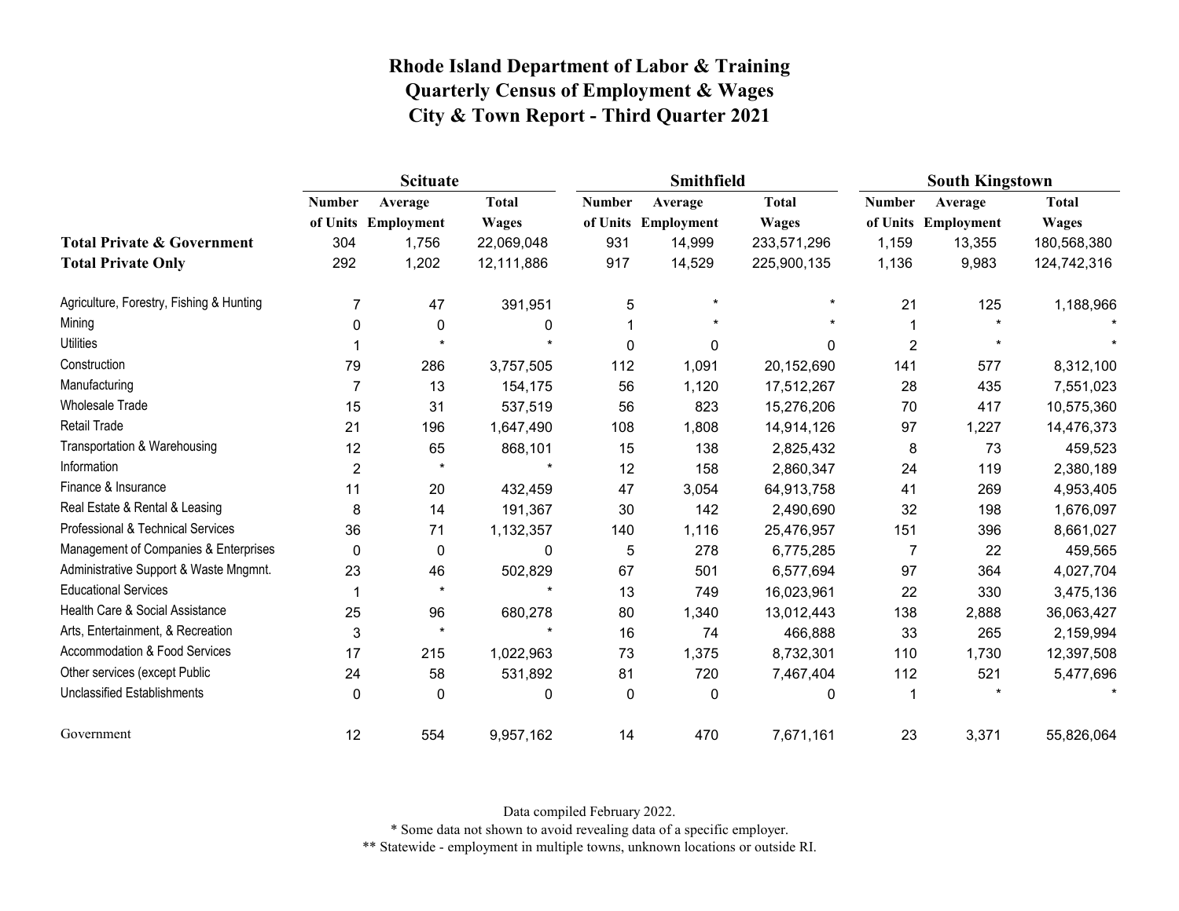# Rhode Island Department of Labor & Training
## Quarterly Census of Employment & Wages
## City & Town Report - Third Quarter 2021

| | Scituate | | | Smithfield | | | South Kingstown | | |
|---|---|---|---|---|---|---|---|---|---|
| | Number of Units | Average Employment | Total Wages | Number of Units | Average Employment | Total Wages | Number of Units | Average Employment | Total Wages |
| **Total Private & Government** | 304 | 1,756 | 22,069,048 | 931 | 14,999 | 233,571,296 | 1,159 | 13,355 | 180,568,380 |
| **Total Private Only** | 292 | 1,202 | 12,111,886 | 917 | 14,529 | 225,900,135 | 1,136 | 9,983 | 124,742,316 |
| Agriculture, Forestry, Fishing & Hunting | 7 | 47 | 391,951 | 5 | * | * | 21 | 125 | 1,188,966 |
| Mining | 0 | 0 | 0 | 1 | * | * | 1 | * | * |
| Utilities | 1 | * | * | 0 | 0 | 0 | 2 | * | * |
| Construction | 79 | 286 | 3,757,505 | 112 | 1,091 | 20,152,690 | 141 | 577 | 8,312,100 |
| Manufacturing | 7 | 13 | 154,175 | 56 | 1,120 | 17,512,267 | 28 | 435 | 7,551,023 |
| Wholesale Trade | 15 | 31 | 537,519 | 56 | 823 | 15,276,206 | 70 | 417 | 10,575,360 |
| Retail Trade | 21 | 196 | 1,647,490 | 108 | 1,808 | 14,914,126 | 97 | 1,227 | 14,476,373 |
| Transportation & Warehousing | 12 | 65 | 868,101 | 15 | 138 | 2,825,432 | 8 | 73 | 459,523 |
| Information | 2 | * | * | 12 | 158 | 2,860,347 | 24 | 119 | 2,380,189 |
| Finance & Insurance | 11 | 20 | 432,459 | 47 | 3,054 | 64,913,758 | 41 | 269 | 4,953,405 |
| Real Estate & Rental & Leasing | 8 | 14 | 191,367 | 30 | 142 | 2,490,690 | 32 | 198 | 1,676,097 |
| Professional & Technical Services | 36 | 71 | 1,132,357 | 140 | 1,116 | 25,476,957 | 151 | 396 | 8,661,027 |
| Management of Companies & Enterprises | 0 | 0 | 0 | 5 | 278 | 6,775,285 | 7 | 22 | 459,565 |
| Administrative Support & Waste Mngmnt. | 23 | 46 | 502,829 | 67 | 501 | 6,577,694 | 97 | 364 | 4,027,704 |
| Educational Services | 1 | * | * | 13 | 749 | 16,023,961 | 22 | 330 | 3,475,136 |
| Health Care & Social Assistance | 25 | 96 | 680,278 | 80 | 1,340 | 13,012,443 | 138 | 2,888 | 36,063,427 |
| Arts, Entertainment, & Recreation | 3 | * | * | 16 | 74 | 466,888 | 33 | 265 | 2,159,994 |
| Accommodation & Food Services | 17 | 215 | 1,022,963 | 73 | 1,375 | 8,732,301 | 110 | 1,730 | 12,397,508 |
| Other services (except Public | 24 | 58 | 531,892 | 81 | 720 | 7,467,404 | 112 | 521 | 5,477,696 |
| Unclassified Establishments | 0 | 0 | 0 | 0 | 0 | 0 | 1 | * | * |
| Government | 12 | 554 | 9,957,162 | 14 | 470 | 7,671,161 | 23 | 3,371 | 55,826,064 |

Data compiled February 2022.

* Some data not shown to avoid revealing data of a specific employer.

** Statewide - employment in multiple towns, unknown locations or outside RI.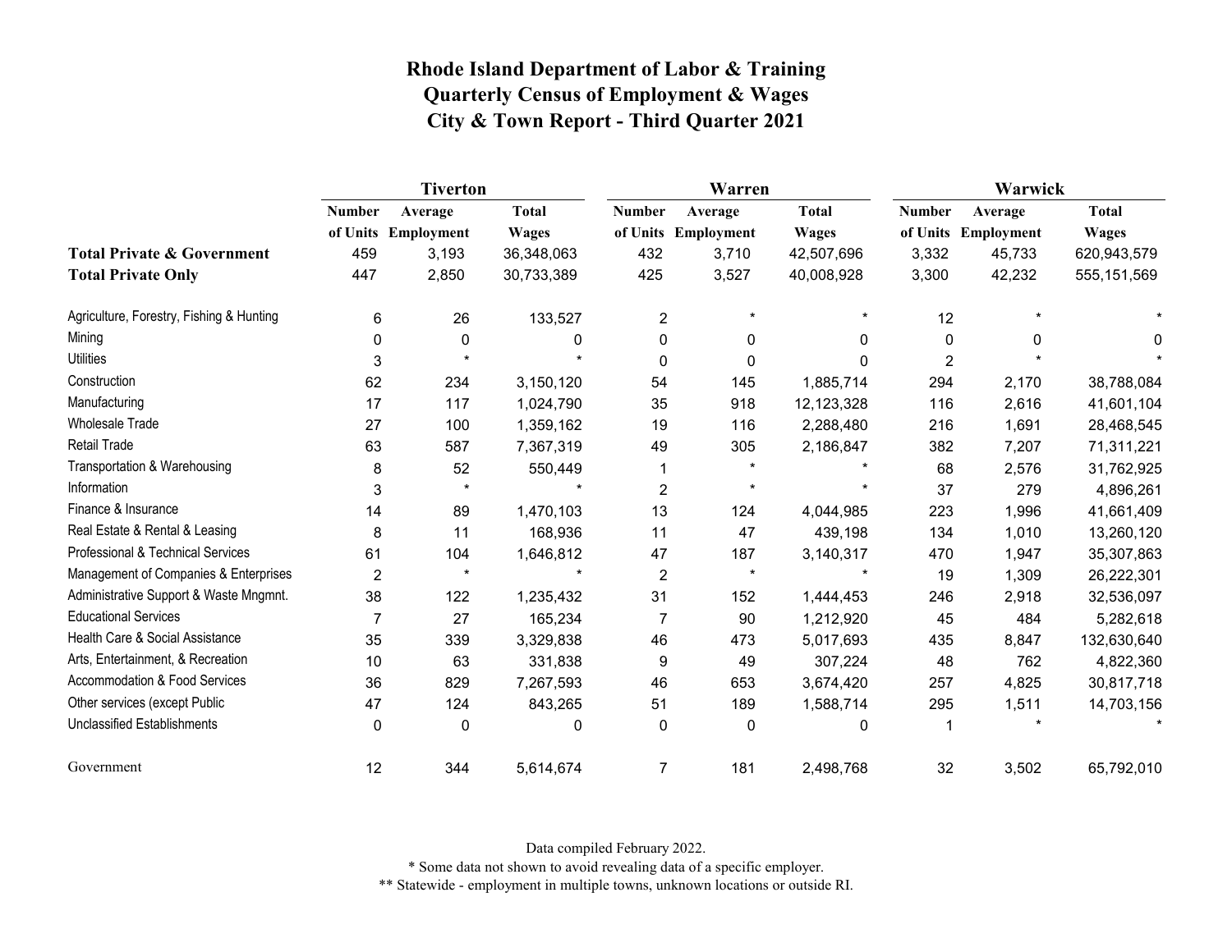# Rhode Island Department of Labor & Training
## Quarterly Census of Employment & Wages
## City & Town Report - Third Quarter 2021

| | Tiverton | | | Warren | | | Warwick | | |
|---|---|---|---|---|---|---|---|---|---|
| | Number of Units | Average Employment | Total Wages | Number of Units | Average Employment | Total Wages | Number of Units | Average Employment | Total Wages |
| **Total Private & Government** | 459 | 3,193 | 36,348,063 | 432 | 3,710 | 42,507,696 | 3,332 | 45,733 | 620,943,579 |
| **Total Private Only** | 447 | 2,850 | 30,733,389 | 425 | 3,527 | 40,008,928 | 3,300 | 42,232 | 555,151,569 |
| Agriculture, Forestry, Fishing & Hunting | 6 | 26 | 133,527 | 2 | * | * | 12 | * | * |
| Mining | 0 | 0 | 0 | 0 | 0 | 0 | 0 | 0 | 0 |
| Utilities | 3 | * | * | 0 | 0 | 0 | 2 | * | * |
| Construction | 62 | 234 | 3,150,120 | 54 | 145 | 1,885,714 | 294 | 2,170 | 38,788,084 |
| Manufacturing | 17 | 117 | 1,024,790 | 35 | 918 | 12,123,328 | 116 | 2,616 | 41,601,104 |
| Wholesale Trade | 27 | 100 | 1,359,162 | 19 | 116 | 2,288,480 | 216 | 1,691 | 28,468,545 |
| Retail Trade | 63 | 587 | 7,367,319 | 49 | 305 | 2,186,847 | 382 | 7,207 | 71,311,221 |
| Transportation & Warehousing | 8 | 52 | 550,449 | 1 | * | * | 68 | 2,576 | 31,762,925 |
| Information | 3 | * | * | 2 | * | * | 37 | 279 | 4,896,261 |
| Finance & Insurance | 14 | 89 | 1,470,103 | 13 | 124 | 4,044,985 | 223 | 1,996 | 41,661,409 |
| Real Estate & Rental & Leasing | 8 | 11 | 168,936 | 11 | 47 | 439,198 | 134 | 1,010 | 13,260,120 |
| Professional & Technical Services | 61 | 104 | 1,646,812 | 47 | 187 | 3,140,317 | 470 | 1,947 | 35,307,863 |
| Management of Companies & Enterprises | 2 | * | * | 2 | * | * | 19 | 1,309 | 26,222,301 |
| Administrative Support & Waste Mngmnt. | 38 | 122 | 1,235,432 | 31 | 152 | 1,444,453 | 246 | 2,918 | 32,536,097 |
| Educational Services | 7 | 27 | 165,234 | 7 | 90 | 1,212,920 | 45 | 484 | 5,282,618 |
| Health Care & Social Assistance | 35 | 339 | 3,329,838 | 46 | 473 | 5,017,693 | 435 | 8,847 | 132,630,640 |
| Arts, Entertainment, & Recreation | 10 | 63 | 331,838 | 9 | 49 | 307,224 | 48 | 762 | 4,822,360 |
| Accommodation & Food Services | 36 | 829 | 7,267,593 | 46 | 653 | 3,674,420 | 257 | 4,825 | 30,817,718 |
| Other services (except Public | 47 | 124 | 843,265 | 51 | 189 | 1,588,714 | 295 | 1,511 | 14,703,156 |
| Unclassified Establishments | 0 | 0 | 0 | 0 | 0 | 0 | 1 | * | * |
| Government | 12 | 344 | 5,614,674 | 7 | 181 | 2,498,768 | 32 | 3,502 | 65,792,010 |

Data compiled February 2022.

* Some data not shown to avoid revealing data of a specific employer.

** Statewide - employment in multiple towns, unknown locations or outside RI.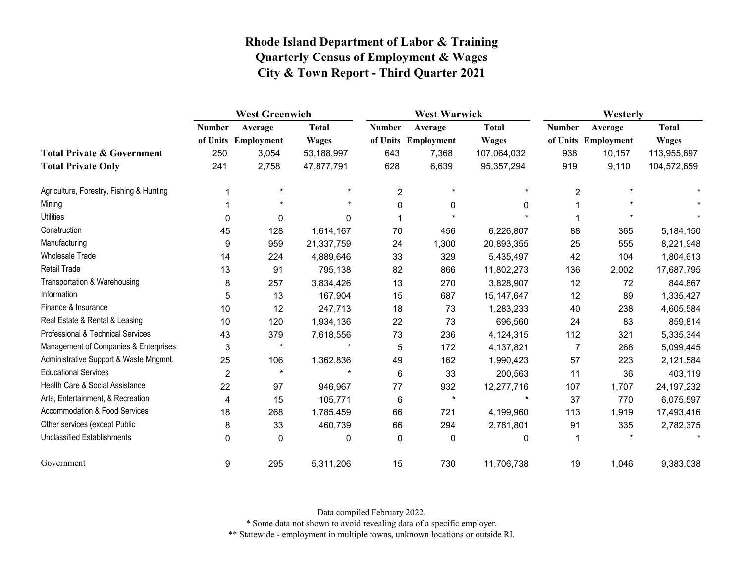# Rhode Island Department of Labor & Training
## Quarterly Census of Employment & Wages
## City & Town Report - Third Quarter 2021

| | West Greenwich | | | West Warwick | | | Westerly | | |
|---|---|---|---|---|---|---|---|---|---|
| | Number of Units | Average Employment | Total Wages | Number of Units | Average Employment | Total Wages | Number of Units | Average Employment | Total Wages |
| **Total Private & Government** | 250 | 3,054 | 53,188,997 | 643 | 7,368 | 107,064,032 | 938 | 10,157 | 113,955,697 |
| **Total Private Only** | 241 | 2,758 | 47,877,791 | 628 | 6,639 | 95,357,294 | 919 | 9,110 | 104,572,659 |
| Agriculture, Forestry, Fishing & Hunting | 1 | * | * | 2 | * | * | 2 | * | * |
| Mining | 1 | * | * | 0 | 0 | 0 | 1 | * | * |
| Utilities | 0 | 0 | 0 | 1 | * | * | 1 | * | * |
| Construction | 45 | 128 | 1,614,167 | 70 | 456 | 6,226,807 | 88 | 365 | 5,184,150 |
| Manufacturing | 9 | 959 | 21,337,759 | 24 | 1,300 | 20,893,355 | 25 | 555 | 8,221,948 |
| Wholesale Trade | 14 | 224 | 4,889,646 | 33 | 329 | 5,435,497 | 42 | 104 | 1,804,613 |
| Retail Trade | 13 | 91 | 795,138 | 82 | 866 | 11,802,273 | 136 | 2,002 | 17,687,795 |
| Transportation & Warehousing | 8 | 257 | 3,834,426 | 13 | 270 | 3,828,907 | 12 | 72 | 844,867 |
| Information | 5 | 13 | 167,904 | 15 | 687 | 15,147,647 | 12 | 89 | 1,335,427 |
| Finance & Insurance | 10 | 12 | 247,713 | 18 | 73 | 1,283,233 | 40 | 238 | 4,605,584 |
| Real Estate & Rental & Leasing | 10 | 120 | 1,934,136 | 22 | 73 | 696,560 | 24 | 83 | 859,814 |
| Professional & Technical Services | 43 | 379 | 7,618,556 | 73 | 236 | 4,124,315 | 112 | 321 | 5,335,344 |
| Management of Companies & Enterprises | 3 | * | * | 5 | 172 | 4,137,821 | 7 | 268 | 5,099,445 |
| Administrative Support & Waste Mngmnt. | 25 | 106 | 1,362,836 | 49 | 162 | 1,990,423 | 57 | 223 | 2,121,584 |
| Educational Services | 2 | * | * | 6 | 33 | 200,563 | 11 | 36 | 403,119 |
| Health Care & Social Assistance | 22 | 97 | 946,967 | 77 | 932 | 12,277,716 | 107 | 1,707 | 24,197,232 |
| Arts, Entertainment, & Recreation | 4 | 15 | 105,771 | 6 | * | * | 37 | 770 | 6,075,597 |
| Accommodation & Food Services | 18 | 268 | 1,785,459 | 66 | 721 | 4,199,960 | 113 | 1,919 | 17,493,416 |
| Other services (except Public | 8 | 33 | 460,739 | 66 | 294 | 2,781,801 | 91 | 335 | 2,782,375 |
| Unclassified Establishments | 0 | 0 | 0 | 0 | 0 | 0 | 1 | * | * |
| Government | 9 | 295 | 5,311,206 | 15 | 730 | 11,706,738 | 19 | 1,046 | 9,383,038 |

Data compiled February 2022.

* Some data not shown to avoid revealing data of a specific employer.

** Statewide - employment in multiple towns, unknown locations or outside RI.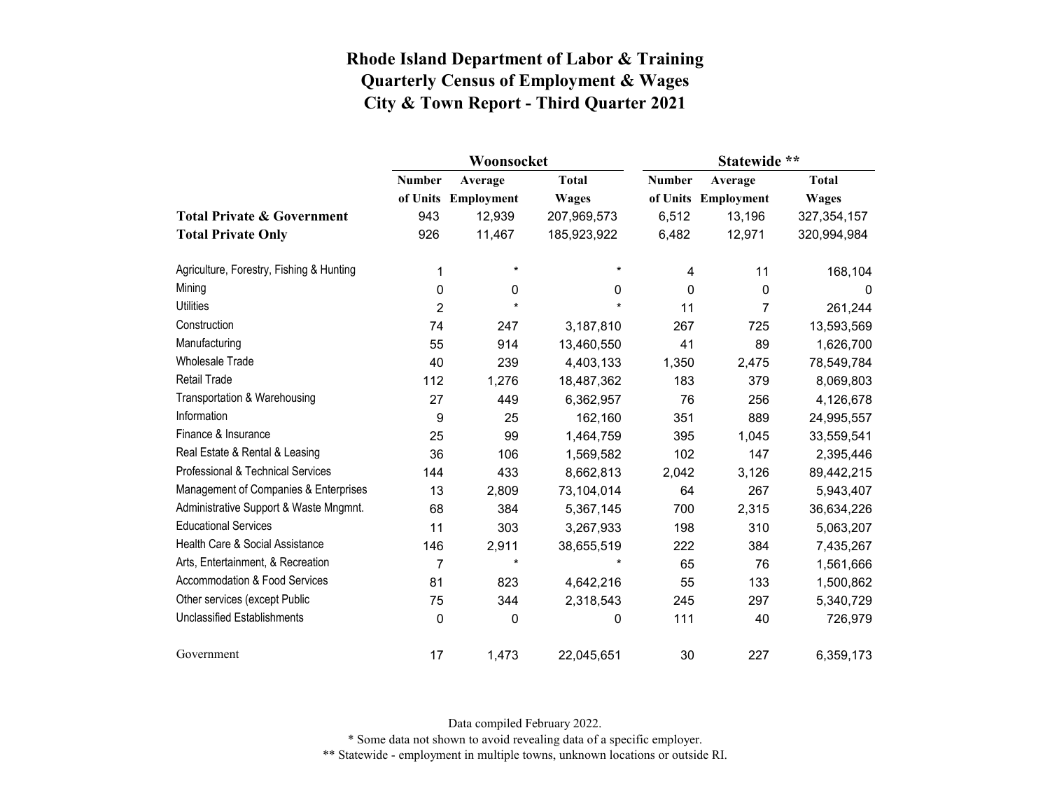# Rhode Island Department of Labor & Training
## Quarterly Census of Employment & Wages
## City & Town Report - Third Quarter 2021

| | Woonsocket | | | Statewide ** | | |
|---|---|---|---|---|---|---|
| | Number of Units | Average Employment | Total Wages | Number of Units | Average Employment | Total Wages |
| **Total Private & Government** | 943 | 12,939 | 207,969,573 | 6,512 | 13,196 | 327,354,157 |
| **Total Private Only** | 926 | 11,467 | 185,923,922 | 6,482 | 12,971 | 320,994,984 |
| Agriculture, Forestry, Fishing & Hunting | 1 | * | * | 4 | 11 | 168,104 |
| Mining | 0 | 0 | 0 | 0 | 0 | 0 |
| Utilities | 2 | * | * | 11 | 7 | 261,244 |
| Construction | 74 | 247 | 3,187,810 | 267 | 725 | 13,593,569 |
| Manufacturing | 55 | 914 | 13,460,550 | 41 | 89 | 1,626,700 |
| Wholesale Trade | 40 | 239 | 4,403,133 | 1,350 | 2,475 | 78,549,784 |
| Retail Trade | 112 | 1,276 | 18,487,362 | 183 | 379 | 8,069,803 |
| Transportation & Warehousing | 27 | 449 | 6,362,957 | 76 | 256 | 4,126,678 |
| Information | 9 | 25 | 162,160 | 351 | 889 | 24,995,557 |
| Finance & Insurance | 25 | 99 | 1,464,759 | 395 | 1,045 | 33,559,541 |
| Real Estate & Rental & Leasing | 36 | 106 | 1,569,582 | 102 | 147 | 2,395,446 |
| Professional & Technical Services | 144 | 433 | 8,662,813 | 2,042 | 3,126 | 89,442,215 |
| Management of Companies & Enterprises | 13 | 2,809 | 73,104,014 | 64 | 267 | 5,943,407 |
| Administrative Support & Waste Mngmnt. | 68 | 384 | 5,367,145 | 700 | 2,315 | 36,634,226 |
| Educational Services | 11 | 303 | 3,267,933 | 198 | 310 | 5,063,207 |
| Health Care & Social Assistance | 146 | 2,911 | 38,655,519 | 222 | 384 | 7,435,267 |
| Arts, Entertainment, & Recreation | 7 | * | * | 65 | 76 | 1,561,666 |
| Accommodation & Food Services | 81 | 823 | 4,642,216 | 55 | 133 | 1,500,862 |
| Other services (except Public | 75 | 344 | 2,318,543 | 245 | 297 | 5,340,729 |
| Unclassified Establishments | 0 | 0 | 0 | 111 | 40 | 726,979 |
| Government | 17 | 1,473 | 22,045,651 | 30 | 227 | 6,359,173 |

Data compiled February 2022.

* Some data not shown to avoid revealing data of a specific employer.

** Statewide - employment in multiple towns, unknown locations or outside RI.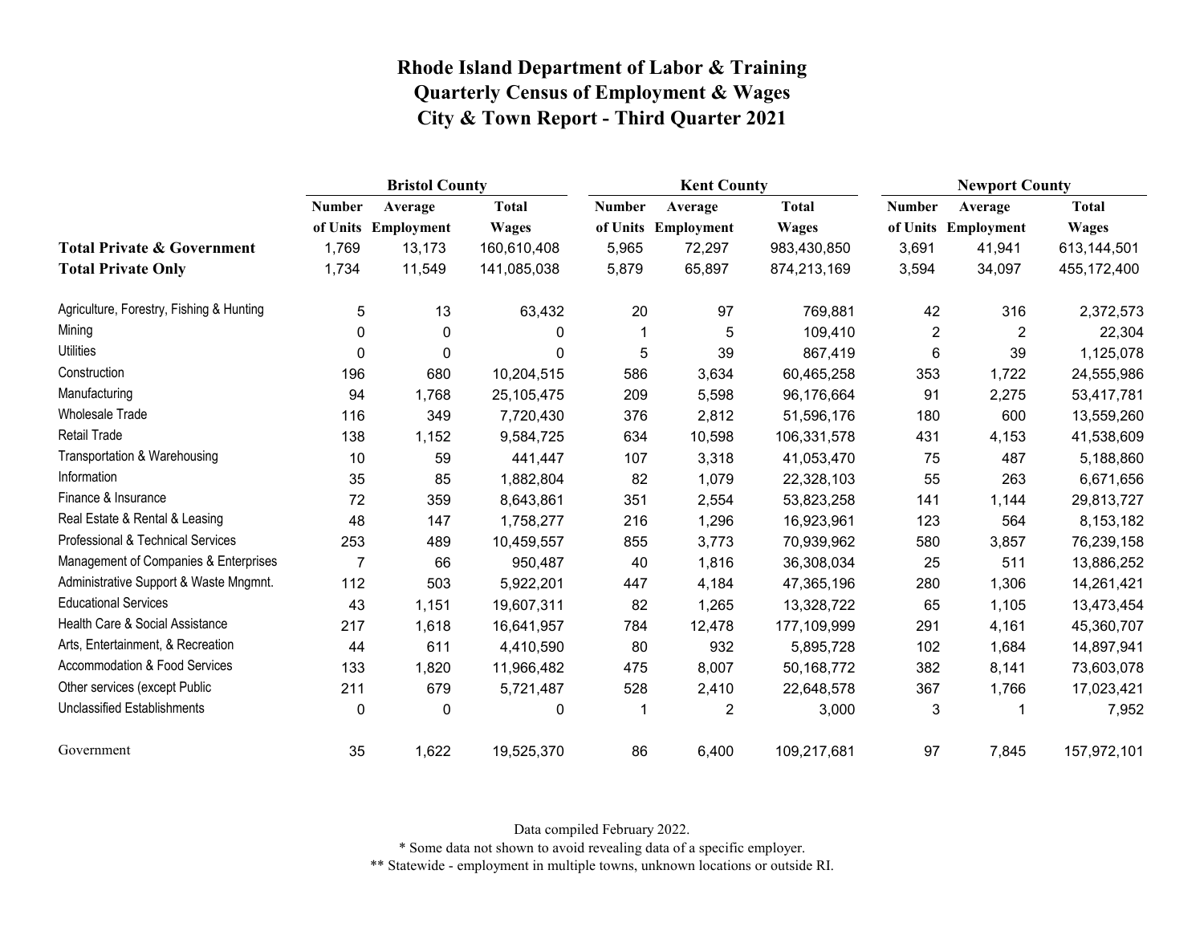# Rhode Island Department of Labor & Training
# Quarterly Census of Employment & Wages
# City & Town Report - Third Quarter 2021

| | Bristol County | | | Kent County | | | Newport County | | |
|---|---|---|---|---|---|---|---|---|---|
| | Number of Units | Average Employment | Total Wages | Number of Units | Average Employment | Total Wages | Number of Units | Average Employment | Total Wages |
| **Total Private & Government** | 1,769 | 13,173 | 160,610,408 | 5,965 | 72,297 | 983,430,850 | 3,691 | 41,941 | 613,144,501 |
| **Total Private Only** | 1,734 | 11,549 | 141,085,038 | 5,879 | 65,897 | 874,213,169 | 3,594 | 34,097 | 455,172,400 |
| Agriculture, Forestry, Fishing & Hunting | 5 | 13 | 63,432 | 20 | 97 | 769,881 | 42 | 316 | 2,372,573 |
| Mining | 0 | 0 | 0 | 1 | 5 | 109,410 | 2 | 2 | 22,304 |
| Utilities | 0 | 0 | 0 | 5 | 39 | 867,419 | 6 | 39 | 1,125,078 |
| Construction | 196 | 680 | 10,204,515 | 586 | 3,634 | 60,465,258 | 353 | 1,722 | 24,555,986 |
| Manufacturing | 94 | 1,768 | 25,105,475 | 209 | 5,598 | 96,176,664 | 91 | 2,275 | 53,417,781 |
| Wholesale Trade | 116 | 349 | 7,720,430 | 376 | 2,812 | 51,596,176 | 180 | 600 | 13,559,260 |
| Retail Trade | 138 | 1,152 | 9,584,725 | 634 | 10,598 | 106,331,578 | 431 | 4,153 | 41,538,609 |
| Transportation & Warehousing | 10 | 59 | 441,447 | 107 | 3,318 | 41,053,470 | 75 | 487 | 5,188,860 |
| Information | 35 | 85 | 1,882,804 | 82 | 1,079 | 22,328,103 | 55 | 263 | 6,671,656 |
| Finance & Insurance | 72 | 359 | 8,643,861 | 351 | 2,554 | 53,823,258 | 141 | 1,144 | 29,813,727 |
| Real Estate & Rental & Leasing | 48 | 147 | 1,758,277 | 216 | 1,296 | 16,923,961 | 123 | 564 | 8,153,182 |
| Professional & Technical Services | 253 | 489 | 10,459,557 | 855 | 3,773 | 70,939,962 | 580 | 3,857 | 76,239,158 |
| Management of Companies & Enterprises | 7 | 66 | 950,487 | 40 | 1,816 | 36,308,034 | 25 | 511 | 13,886,252 |
| Administrative Support & Waste Mngmnt. | 112 | 503 | 5,922,201 | 447 | 4,184 | 47,365,196 | 280 | 1,306 | 14,261,421 |
| Educational Services | 43 | 1,151 | 19,607,311 | 82 | 1,265 | 13,328,722 | 65 | 1,105 | 13,473,454 |
| Health Care & Social Assistance | 217 | 1,618 | 16,641,957 | 784 | 12,478 | 177,109,999 | 291 | 4,161 | 45,360,707 |
| Arts, Entertainment, & Recreation | 44 | 611 | 4,410,590 | 80 | 932 | 5,895,728 | 102 | 1,684 | 14,897,941 |
| Accommodation & Food Services | 133 | 1,820 | 11,966,482 | 475 | 8,007 | 50,168,772 | 382 | 8,141 | 73,603,078 |
| Other services (except Public | 211 | 679 | 5,721,487 | 528 | 2,410 | 22,648,578 | 367 | 1,766 | 17,023,421 |
| Unclassified Establishments | 0 | 0 | 0 | 1 | 2 | 3,000 | 3 | 1 | 7,952 |
| Government | 35 | 1,622 | 19,525,370 | 86 | 6,400 | 109,217,681 | 97 | 7,845 | 157,972,101 |

Data compiled February 2022.

\* Some data not shown to avoid revealing data of a specific employer.

\*\* Statewide - employment in multiple towns, unknown locations or outside RI.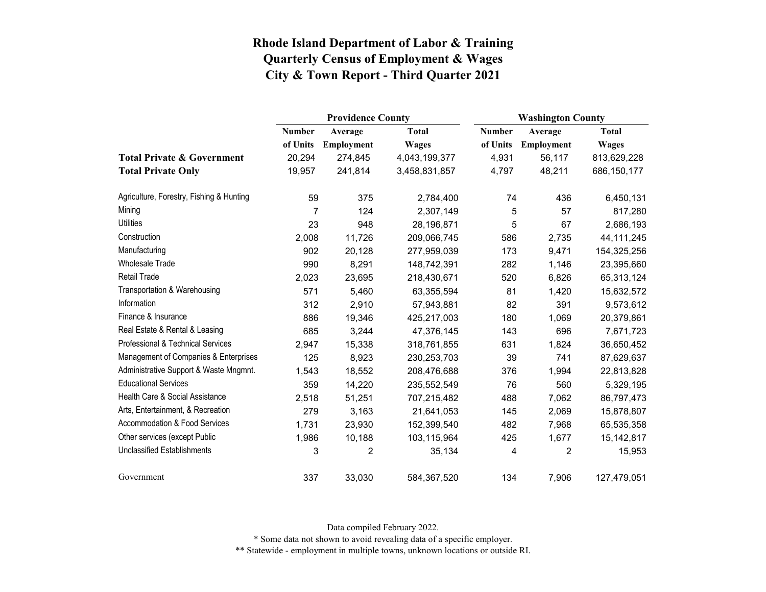# Rhode Island Department of Labor & Training
# Quarterly Census of Employment & Wages
# City & Town Report - Third Quarter 2021

| | Providence County | | | Washington County | | |
|---|---|---|---|---|---|---|
| | Number of Units | Average Employment | Total Wages | Number of Units | Average Employment | Total Wages |
| **Total Private & Government** | 20,294 | 274,845 | 4,043,199,377 | 4,931 | 56,117 | 813,629,228 |
| **Total Private Only** | 19,957 | 241,814 | 3,458,831,857 | 4,797 | 48,211 | 686,150,177 |
| Agriculture, Forestry, Fishing & Hunting | 59 | 375 | 2,784,400 | 74 | 436 | 6,450,131 |
| Mining | 7 | 124 | 2,307,149 | 5 | 57 | 817,280 |
| Utilities | 23 | 948 | 28,196,871 | 5 | 67 | 2,686,193 |
| Construction | 2,008 | 11,726 | 209,066,745 | 586 | 2,735 | 44,111,245 |
| Manufacturing | 902 | 20,128 | 277,959,039 | 173 | 9,471 | 154,325,256 |
| Wholesale Trade | 990 | 8,291 | 148,742,391 | 282 | 1,146 | 23,395,660 |
| Retail Trade | 2,023 | 23,695 | 218,430,671 | 520 | 6,826 | 65,313,124 |
| Transportation & Warehousing | 571 | 5,460 | 63,355,594 | 81 | 1,420 | 15,632,572 |
| Information | 312 | 2,910 | 57,943,881 | 82 | 391 | 9,573,612 |
| Finance & Insurance | 886 | 19,346 | 425,217,003 | 180 | 1,069 | 20,379,861 |
| Real Estate & Rental & Leasing | 685 | 3,244 | 47,376,145 | 143 | 696 | 7,671,723 |
| Professional & Technical Services | 2,947 | 15,338 | 318,761,855 | 631 | 1,824 | 36,650,452 |
| Management of Companies & Enterprises | 125 | 8,923 | 230,253,703 | 39 | 741 | 87,629,637 |
| Administrative Support & Waste Mngmnt. | 1,543 | 18,552 | 208,476,688 | 376 | 1,994 | 22,813,828 |
| Educational Services | 359 | 14,220 | 235,552,549 | 76 | 560 | 5,329,195 |
| Health Care & Social Assistance | 2,518 | 51,251 | 707,215,482 | 488 | 7,062 | 86,797,473 |
| Arts, Entertainment, & Recreation | 279 | 3,163 | 21,641,053 | 145 | 2,069 | 15,878,807 |
| Accommodation & Food Services | 1,731 | 23,930 | 152,399,540 | 482 | 7,968 | 65,535,358 |
| Other services (except Public | 1,986 | 10,188 | 103,115,964 | 425 | 1,677 | 15,142,817 |
| Unclassified Establishments | 3 | 2 | 35,134 | 4 | 2 | 15,953 |
| Government | 337 | 33,030 | 584,367,520 | 134 | 7,906 | 127,479,051 |

Data compiled February 2022.

* Some data not shown to avoid revealing data of a specific employer.

** Statewide - employment in multiple towns, unknown locations or outside RI.